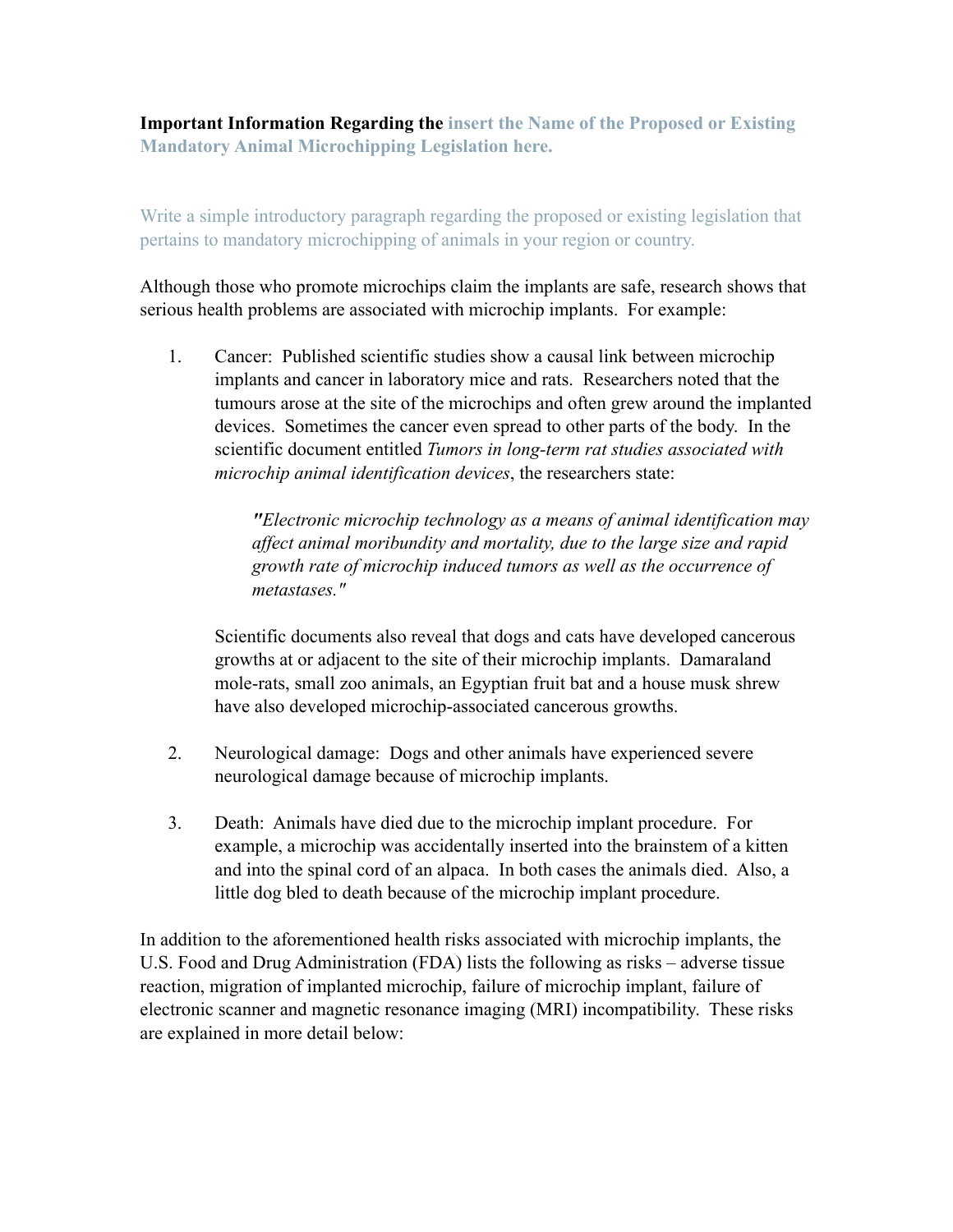**Important Information Regarding the insert the Name of the Proposed or Existing Mandatory Animal Microchipping Legislation here.**

Write a simple introductory paragraph regarding the proposed or existing legislation that pertains to mandatory microchipping of animals in your region or country.

Although those who promote microchips claim the implants are safe, research shows that serious health problems are associated with microchip implants. For example:

1. Cancer: Published scientific studies show a causal link between microchip implants and cancer in laboratory mice and rats. Researchers noted that the tumours arose at the site of the microchips and often grew around the implanted devices. Sometimes the cancer even spread to other parts of the body. In the scientific document entitled *Tumors in long-term rat studies associated with microchip animal identification devices*, the researchers state:

    > *"Electronic microchip technology as a means of animal identification may affect animal moribundity and mortality, due to the large size and rapid growth rate of microchip induced tumors as well as the occurrence of metastases."*

    Scientific documents also reveal that dogs and cats have developed cancerous growths at or adjacent to the site of their microchip implants. Damaraland mole-rats, small zoo animals, an Egyptian fruit bat and a house musk shrew have also developed microchip-associated cancerous growths.

2. Neurological damage: Dogs and other animals have experienced severe neurological damage because of microchip implants.

3. Death: Animals have died due to the microchip implant procedure. For example, a microchip was accidentally inserted into the brainstem of a kitten and into the spinal cord of an alpaca. In both cases the animals died. Also, a little dog bled to death because of the microchip implant procedure.

In addition to the aforementioned health risks associated with microchip implants, the U.S. Food and Drug Administration (FDA) lists the following as risks – adverse tissue reaction, migration of implanted microchip, failure of microchip implant, failure of electronic scanner and magnetic resonance imaging (MRI) incompatibility. These risks are explained in more detail below: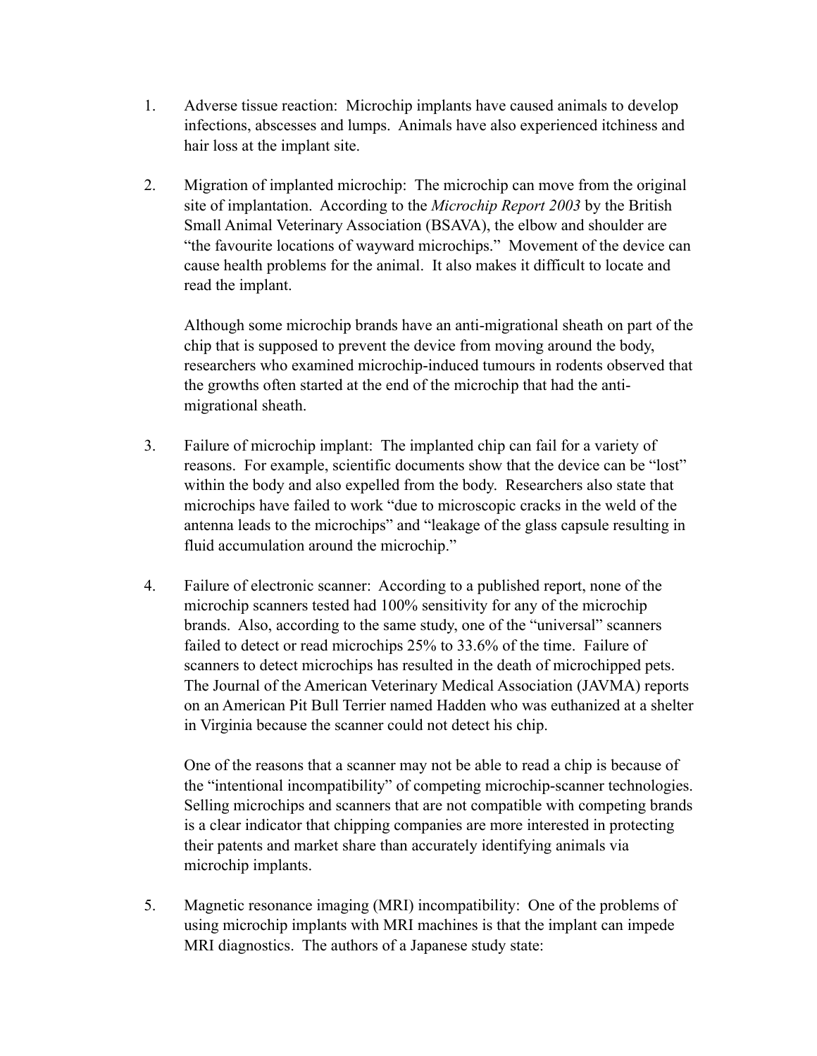1. Adverse tissue reaction: Microchip implants have caused animals to develop infections, abscesses and lumps. Animals have also experienced itchiness and hair loss at the implant site.

2. Migration of implanted microchip: The microchip can move from the original site of implantation. According to the *Microchip Report 2003* by the British Small Animal Veterinary Association (BSAVA), the elbow and shoulder are "the favourite locations of wayward microchips." Movement of the device can cause health problems for the animal. It also makes it difficult to locate and read the implant.

   Although some microchip brands have an anti-migrational sheath on part of the chip that is supposed to prevent the device from moving around the body, researchers who examined microchip-induced tumours in rodents observed that the growths often started at the end of the microchip that had the anti-migrational sheath.

3. Failure of microchip implant: The implanted chip can fail for a variety of reasons. For example, scientific documents show that the device can be "lost" within the body and also expelled from the body. Researchers also state that microchips have failed to work "due to microscopic cracks in the weld of the antenna leads to the microchips" and "leakage of the glass capsule resulting in fluid accumulation around the microchip."

4. Failure of electronic scanner: According to a published report, none of the microchip scanners tested had 100% sensitivity for any of the microchip brands. Also, according to the same study, one of the "universal" scanners failed to detect or read microchips 25% to 33.6% of the time. Failure of scanners to detect microchips has resulted in the death of microchipped pets. The Journal of the American Veterinary Medical Association (JAVMA) reports on an American Pit Bull Terrier named Hadden who was euthanized at a shelter in Virginia because the scanner could not detect his chip.

   One of the reasons that a scanner may not be able to read a chip is because of the "intentional incompatibility" of competing microchip-scanner technologies. Selling microchips and scanners that are not compatible with competing brands is a clear indicator that chipping companies are more interested in protecting their patents and market share than accurately identifying animals via microchip implants.

5. Magnetic resonance imaging (MRI) incompatibility: One of the problems of using microchip implants with MRI machines is that the implant can impede MRI diagnostics. The authors of a Japanese study state: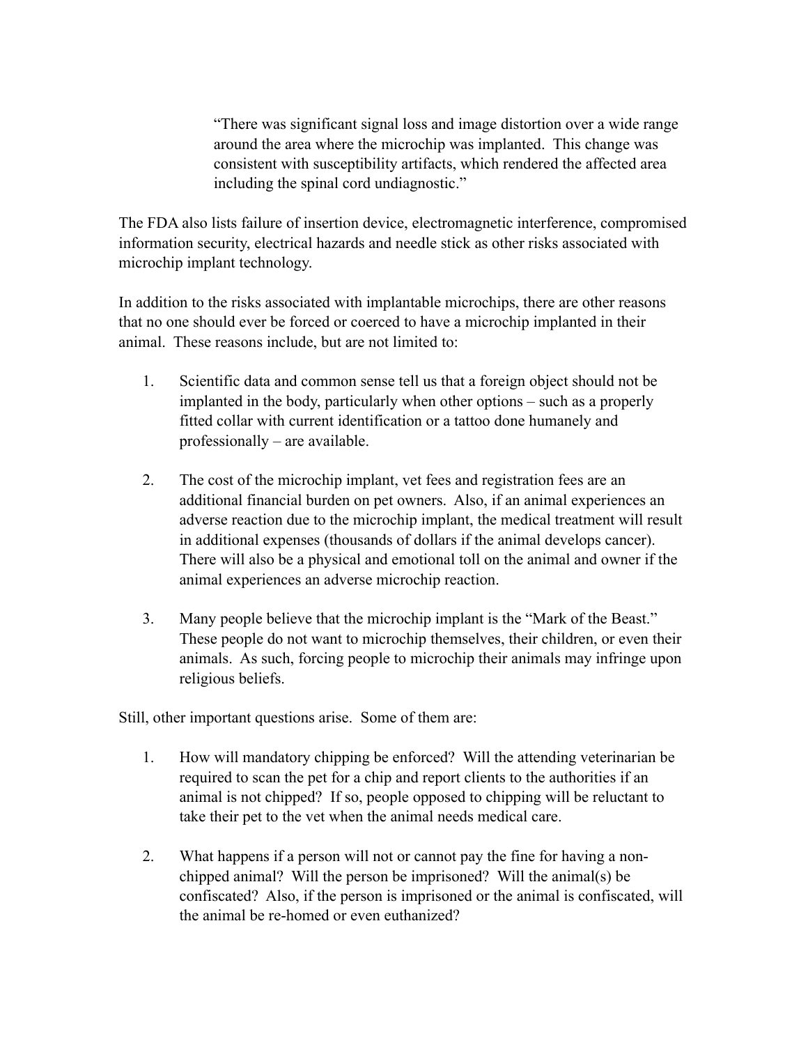> "There was significant signal loss and image distortion over a wide range around the area where the microchip was implanted. This change was consistent with susceptibility artifacts, which rendered the affected area including the spinal cord undiagnostic."

The FDA also lists failure of insertion device, electromagnetic interference, compromised information security, electrical hazards and needle stick as other risks associated with microchip implant technology.

In addition to the risks associated with implantable microchips, there are other reasons that no one should ever be forced or coerced to have a microchip implanted in their animal. These reasons include, but are not limited to:

1. Scientific data and common sense tell us that a foreign object should not be implanted in the body, particularly when other options – such as a properly fitted collar with current identification or a tattoo done humanely and professionally – are available.

2. The cost of the microchip implant, vet fees and registration fees are an additional financial burden on pet owners. Also, if an animal experiences an adverse reaction due to the microchip implant, the medical treatment will result in additional expenses (thousands of dollars if the animal develops cancer). There will also be a physical and emotional toll on the animal and owner if the animal experiences an adverse microchip reaction.

3. Many people believe that the microchip implant is the "Mark of the Beast." These people do not want to microchip themselves, their children, or even their animals. As such, forcing people to microchip their animals may infringe upon religious beliefs.

Still, other important questions arise. Some of them are:

1. How will mandatory chipping be enforced? Will the attending veterinarian be required to scan the pet for a chip and report clients to the authorities if an animal is not chipped? If so, people opposed to chipping will be reluctant to take their pet to the vet when the animal needs medical care.

2. What happens if a person will not or cannot pay the fine for having a non-chipped animal? Will the person be imprisoned? Will the animal(s) be confiscated? Also, if the person is imprisoned or the animal is confiscated, will the animal be re-homed or even euthanized?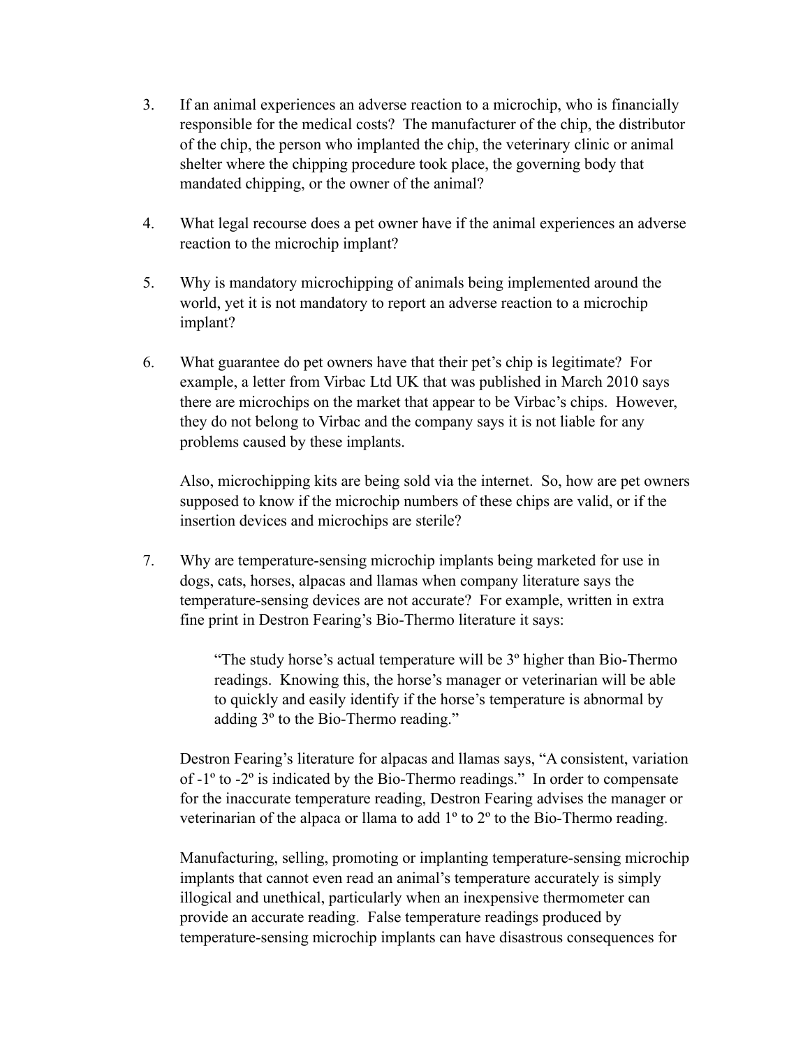3. If an animal experiences an adverse reaction to a microchip, who is financially responsible for the medical costs? The manufacturer of the chip, the distributor of the chip, the person who implanted the chip, the veterinary clinic or animal shelter where the chipping procedure took place, the governing body that mandated chipping, or the owner of the animal?

4. What legal recourse does a pet owner have if the animal experiences an adverse reaction to the microchip implant?

5. Why is mandatory microchipping of animals being implemented around the world, yet it is not mandatory to report an adverse reaction to a microchip implant?

6. What guarantee do pet owners have that their pet's chip is legitimate? For example, a letter from Virbac Ltd UK that was published in March 2010 says there are microchips on the market that appear to be Virbac's chips. However, they do not belong to Virbac and the company says it is not liable for any problems caused by these implants.

   Also, microchipping kits are being sold via the internet. So, how are pet owners supposed to know if the microchip numbers of these chips are valid, or if the insertion devices and microchips are sterile?

7. Why are temperature-sensing microchip implants being marketed for use in dogs, cats, horses, alpacas and llamas when company literature says the temperature-sensing devices are not accurate? For example, written in extra fine print in Destron Fearing's Bio-Thermo literature it says:

   > "The study horse's actual temperature will be 3º higher than Bio-Thermo readings. Knowing this, the horse's manager or veterinarian will be able to quickly and easily identify if the horse's temperature is abnormal by adding 3º to the Bio-Thermo reading."

   Destron Fearing's literature for alpacas and llamas says, "A consistent, variation of -1º to -2º is indicated by the Bio-Thermo readings." In order to compensate for the inaccurate temperature reading, Destron Fearing advises the manager or veterinarian of the alpaca or llama to add 1º to 2º to the Bio-Thermo reading.

   Manufacturing, selling, promoting or implanting temperature-sensing microchip implants that cannot even read an animal's temperature accurately is simply illogical and unethical, particularly when an inexpensive thermometer can provide an accurate reading. False temperature readings produced by temperature-sensing microchip implants can have disastrous consequences for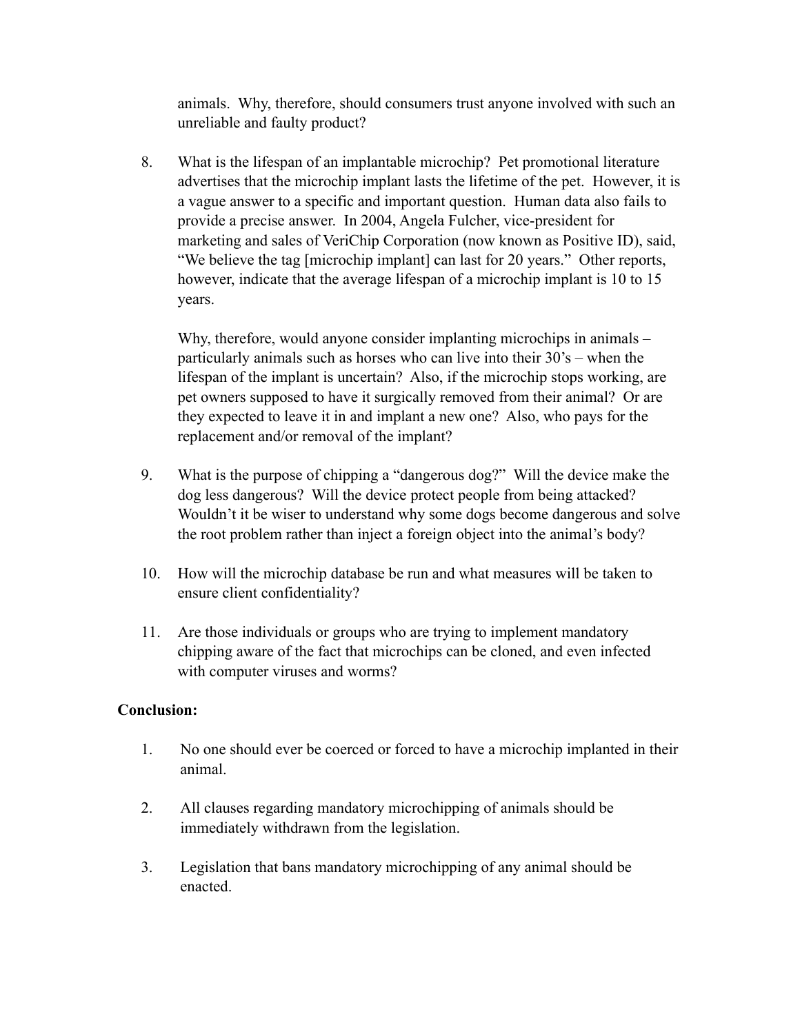animals. Why, therefore, should consumers trust anyone involved with such an unreliable and faulty product?

8. What is the lifespan of an implantable microchip? Pet promotional literature advertises that the microchip implant lasts the lifetime of the pet. However, it is a vague answer to a specific and important question. Human data also fails to provide a precise answer. In 2004, Angela Fulcher, vice-president for marketing and sales of VeriChip Corporation (now known as Positive ID), said, "We believe the tag [microchip implant] can last for 20 years." Other reports, however, indicate that the average lifespan of a microchip implant is 10 to 15 years.

   Why, therefore, would anyone consider implanting microchips in animals – particularly animals such as horses who can live into their 30's – when the lifespan of the implant is uncertain? Also, if the microchip stops working, are pet owners supposed to have it surgically removed from their animal? Or are they expected to leave it in and implant a new one? Also, who pays for the replacement and/or removal of the implant?

9. What is the purpose of chipping a "dangerous dog?" Will the device make the dog less dangerous? Will the device protect people from being attacked? Wouldn't it be wiser to understand why some dogs become dangerous and solve the root problem rather than inject a foreign object into the animal's body?

10. How will the microchip database be run and what measures will be taken to ensure client confidentiality?

11. Are those individuals or groups who are trying to implement mandatory chipping aware of the fact that microchips can be cloned, and even infected with computer viruses and worms?

**Conclusion:**

1. No one should ever be coerced or forced to have a microchip implanted in their animal.

2. All clauses regarding mandatory microchipping of animals should be immediately withdrawn from the legislation.

3. Legislation that bans mandatory microchipping of any animal should be enacted.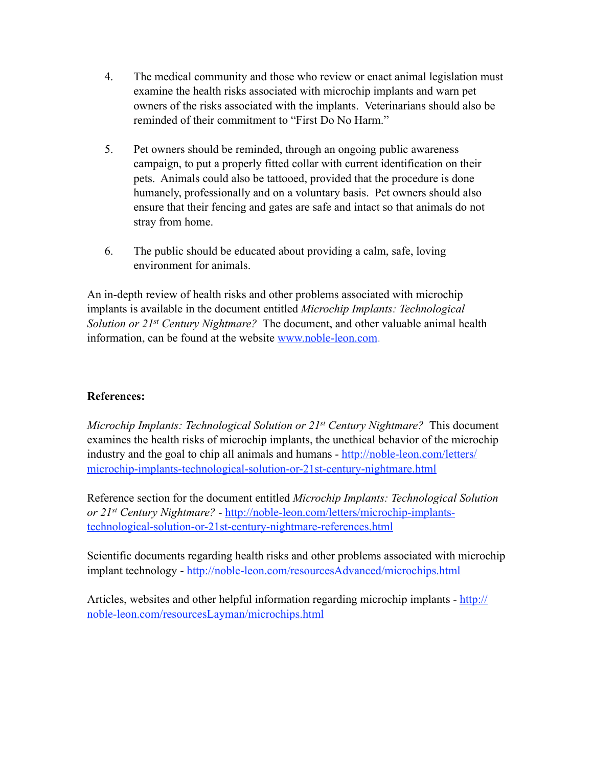4. The medical community and those who review or enact animal legislation must examine the health risks associated with microchip implants and warn pet owners of the risks associated with the implants. Veterinarians should also be reminded of their commitment to "First Do No Harm."

5. Pet owners should be reminded, through an ongoing public awareness campaign, to put a properly fitted collar with current identification on their pets. Animals could also be tattooed, provided that the procedure is done humanely, professionally and on a voluntary basis. Pet owners should also ensure that their fencing and gates are safe and intact so that animals do not stray from home.

6. The public should be educated about providing a calm, safe, loving environment for animals.

An in-depth review of health risks and other problems associated with microchip implants is available in the document entitled *Microchip Implants: Technological Solution or 21st Century Nightmare?* The document, and other valuable animal health information, can be found at the website [www.noble-leon.com](http://www.noble-leon.com).

**References:**

*Microchip Implants: Technological Solution or 21st Century Nightmare?* This document examines the health risks of microchip implants, the unethical behavior of the microchip industry and the goal to chip all animals and humans - http://noble-leon.com/letters/microchip-implants-technological-solution-or-21st-century-nightmare.html

Reference section for the document entitled *Microchip Implants: Technological Solution or 21st Century Nightmare?* - http://noble-leon.com/letters/microchip-implants-technological-solution-or-21st-century-nightmare-references.html

Scientific documents regarding health risks and other problems associated with microchip implant technology - http://noble-leon.com/resourcesAdvanced/microchips.html

Articles, websites and other helpful information regarding microchip implants - http://noble-leon.com/resourcesLayman/microchips.html